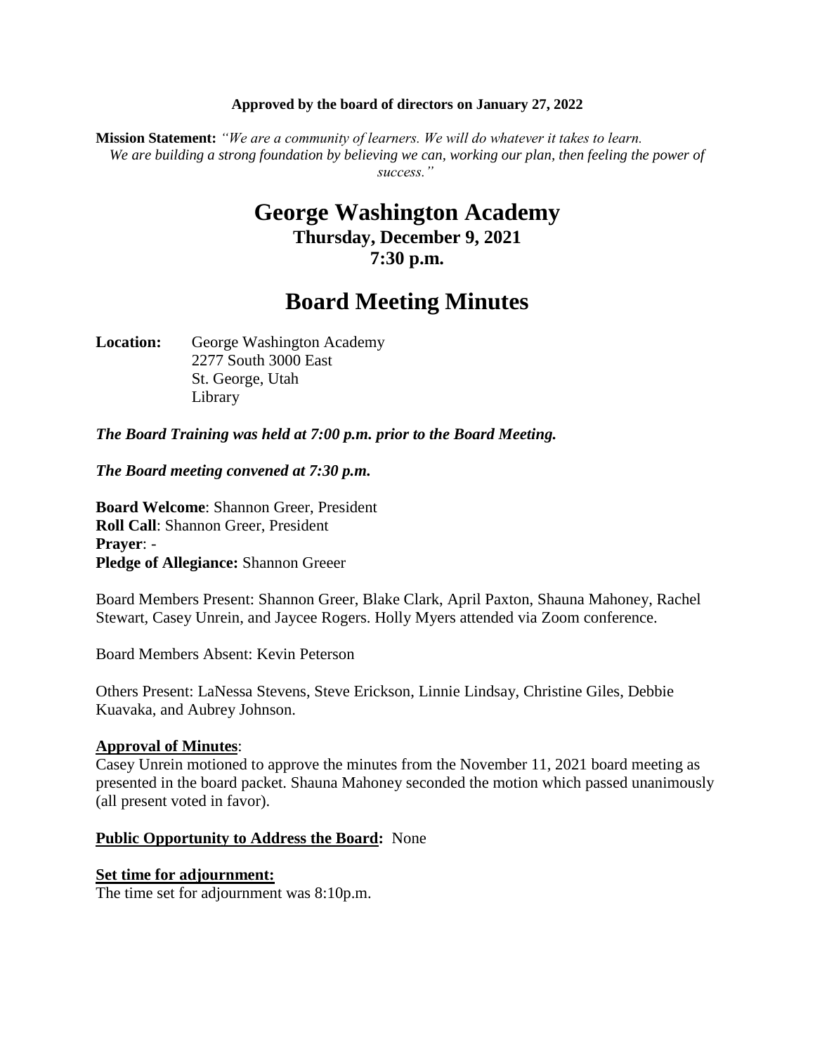**Approved by the board of directors on January 27, 2022**

**Mission Statement:** *"We are a community of learners. We will do whatever it takes to learn. We are building a strong foundation by believing we can, working our plan, then feeling the power of success."*

# George Washington Academy

### Thursday, December 9, 2021
### 7:30 p.m.

# Board Meeting Minutes

**Location:** George Washington Academy
2277 South 3000 East
St. George, Utah
Library

***The Board Training was held at 7:00 p.m. prior to the Board Meeting.***

***The Board meeting convened at 7:30 p.m.***

**Board Welcome**: Shannon Greer, President
**Roll Call**: Shannon Greer, President
**Prayer**: -
**Pledge of Allegiance:** Shannon Greeer

Board Members Present: Shannon Greer, Blake Clark, April Paxton, Shauna Mahoney, Rachel Stewart, Casey Unrein, and Jaycee Rogers. Holly Myers attended via Zoom conference.

Board Members Absent: Kevin Peterson

Others Present: LaNessa Stevens, Steve Erickson, Linnie Lindsay, Christine Giles, Debbie Kuavaka, and Aubrey Johnson.

**Approval of Minutes**:
Casey Unrein motioned to approve the minutes from the November 11, 2021 board meeting as presented in the board packet. Shauna Mahoney seconded the motion which passed unanimously (all present voted in favor).

**Public Opportunity to Address the Board:** None

**Set time for adjournment:**
The time set for adjournment was 8:10p.m.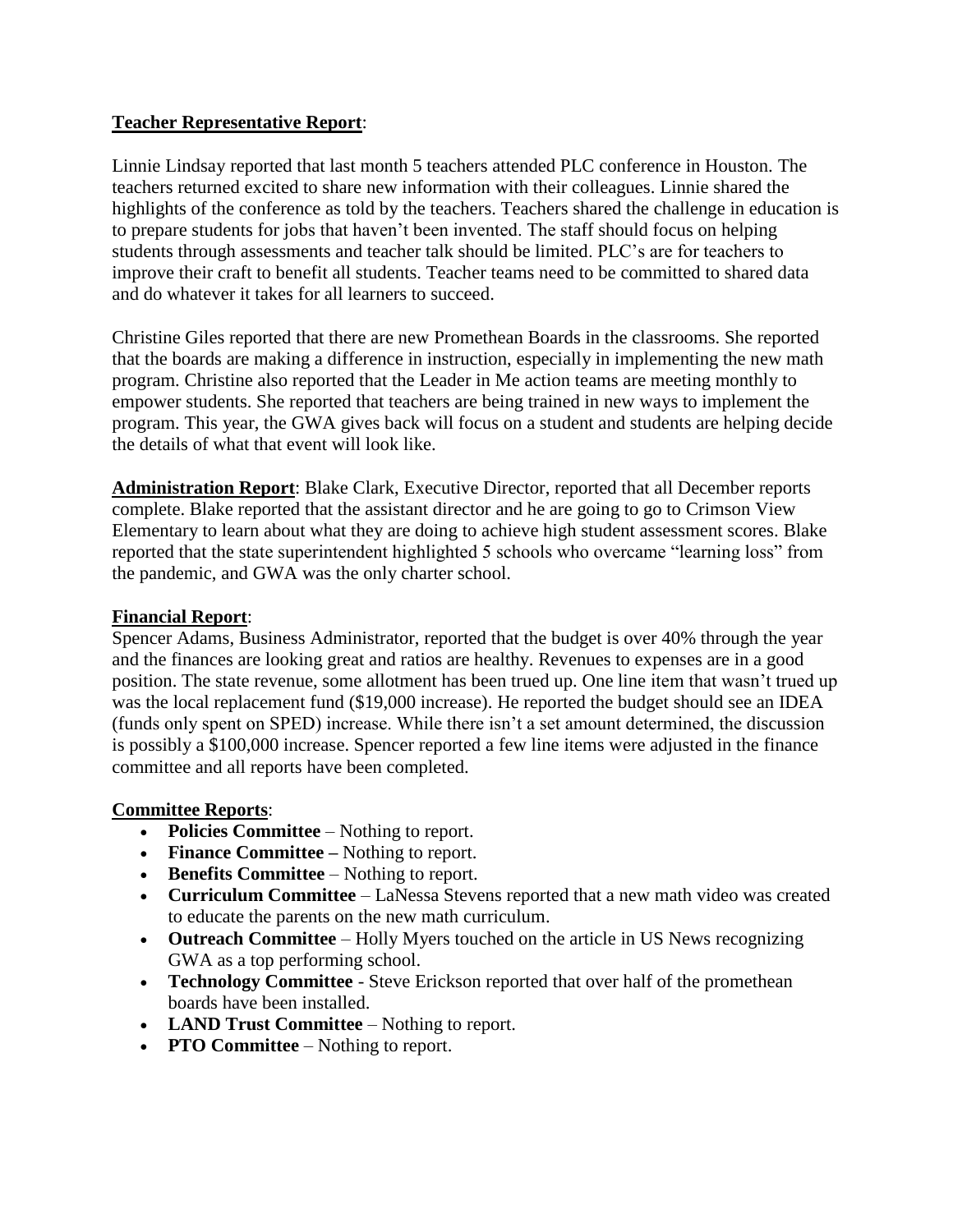**Teacher Representative Report**:

Linnie Lindsay reported that last month 5 teachers attended PLC conference in Houston. The teachers returned excited to share new information with their colleagues. Linnie shared the highlights of the conference as told by the teachers. Teachers shared the challenge in education is to prepare students for jobs that haven't been invented. The staff should focus on helping students through assessments and teacher talk should be limited. PLC's are for teachers to improve their craft to benefit all students. Teacher teams need to be committed to shared data and do whatever it takes for all learners to succeed.

Christine Giles reported that there are new Promethean Boards in the classrooms. She reported that the boards are making a difference in instruction, especially in implementing the new math program. Christine also reported that the Leader in Me action teams are meeting monthly to empower students. She reported that teachers are being trained in new ways to implement the program. This year, the GWA gives back will focus on a student and students are helping decide the details of what that event will look like.

**Administration Report**: Blake Clark, Executive Director, reported that all December reports complete. Blake reported that the assistant director and he are going to go to Crimson View Elementary to learn about what they are doing to achieve high student assessment scores. Blake reported that the state superintendent highlighted 5 schools who overcame "learning loss" from the pandemic, and GWA was the only charter school.

**Financial Report**:
Spencer Adams, Business Administrator, reported that the budget is over 40% through the year and the finances are looking great and ratios are healthy. Revenues to expenses are in a good position. The state revenue, some allotment has been trued up. One line item that wasn't trued up was the local replacement fund ($19,000 increase). He reported the budget should see an IDEA (funds only spent on SPED) increase. While there isn't a set amount determined, the discussion is possibly a $100,000 increase. Spencer reported a few line items were adjusted in the finance committee and all reports have been completed.

**Committee Reports**:

- **Policies Committee** – Nothing to report.
- **Finance Committee –** Nothing to report.
- **Benefits Committee** – Nothing to report.
- **Curriculum Committee** – LaNessa Stevens reported that a new math video was created to educate the parents on the new math curriculum.
- **Outreach Committee** – Holly Myers touched on the article in US News recognizing GWA as a top performing school.
- **Technology Committee** - Steve Erickson reported that over half of the promethean boards have been installed.
- **LAND Trust Committee** – Nothing to report.
- **PTO Committee** – Nothing to report.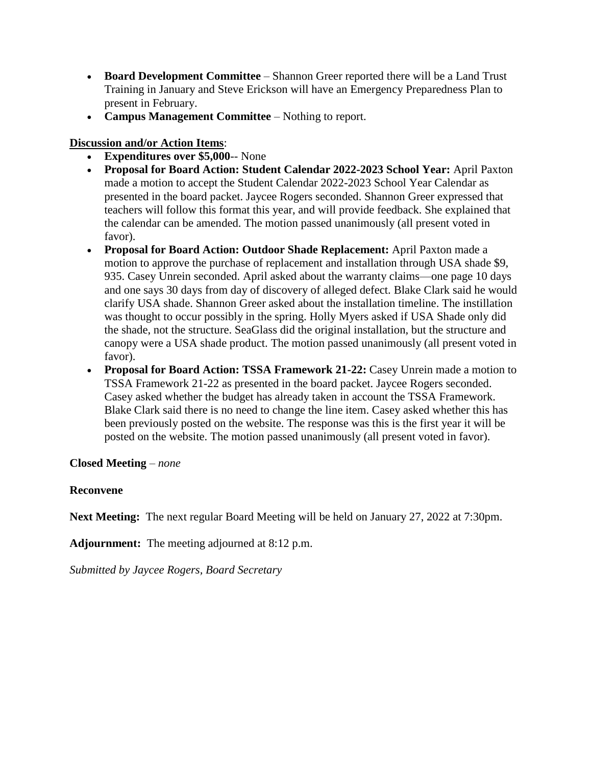- **Board Development Committee** – Shannon Greer reported there will be a Land Trust Training in January and Steve Erickson will have an Emergency Preparedness Plan to present in February.
- **Campus Management Committee** – Nothing to report.

**Discussion and/or Action Items**:

- **Expenditures over $5,000**-- None
- **Proposal for Board Action: Student Calendar 2022-2023 School Year:** April Paxton made a motion to accept the Student Calendar 2022-2023 School Year Calendar as presented in the board packet. Jaycee Rogers seconded. Shannon Greer expressed that teachers will follow this format this year, and will provide feedback. She explained that the calendar can be amended. The motion passed unanimously (all present voted in favor).
- **Proposal for Board Action: Outdoor Shade Replacement:** April Paxton made a motion to approve the purchase of replacement and installation through USA shade $9, 935. Casey Unrein seconded. April asked about the warranty claims—one page 10 days and one says 30 days from day of discovery of alleged defect. Blake Clark said he would clarify USA shade. Shannon Greer asked about the installation timeline. The instillation was thought to occur possibly in the spring. Holly Myers asked if USA Shade only did the shade, not the structure. SeaGlass did the original installation, but the structure and canopy were a USA shade product. The motion passed unanimously (all present voted in favor).
- **Proposal for Board Action: TSSA Framework 21-22:** Casey Unrein made a motion to TSSA Framework 21-22 as presented in the board packet. Jaycee Rogers seconded. Casey asked whether the budget has already taken in account the TSSA Framework. Blake Clark said there is no need to change the line item. Casey asked whether this has been previously posted on the website. The response was this is the first year it will be posted on the website. The motion passed unanimously (all present voted in favor).

**Closed Meeting** – *none*

**Reconvene**

**Next Meeting:** The next regular Board Meeting will be held on January 27, 2022 at 7:30pm.

**Adjournment:** The meeting adjourned at 8:12 p.m.

*Submitted by Jaycee Rogers, Board Secretary*